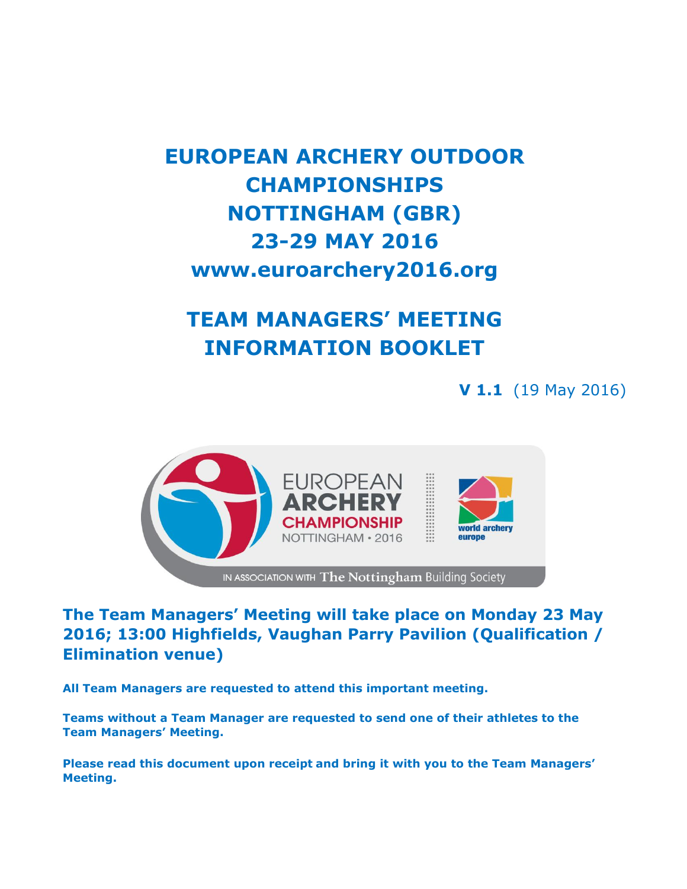# EUROPEAN ARCHERY OUTDOOR CHAMPIONSHIPS NOTTINGHAM (GBR) 23-29 MAY 2016 www.euroarchery2016.org

# TEAM MANAGERS' MEETING INFORMATION BOOKLET

**V 1.1** (19 May 2016)

## The Team Managers' Meeting will take place on Monday 23 May 2016; 13:00 Highfields, Vaughan Parry Pavilion (Qualification / Elimination venue)

**All Team Managers are requested to attend this important meeting.**

**Teams without a Team Manager are requested to send one of their athletes to the Team Managers' Meeting.**

**Please read this document upon receipt and bring it with you to the Team Managers' Meeting.**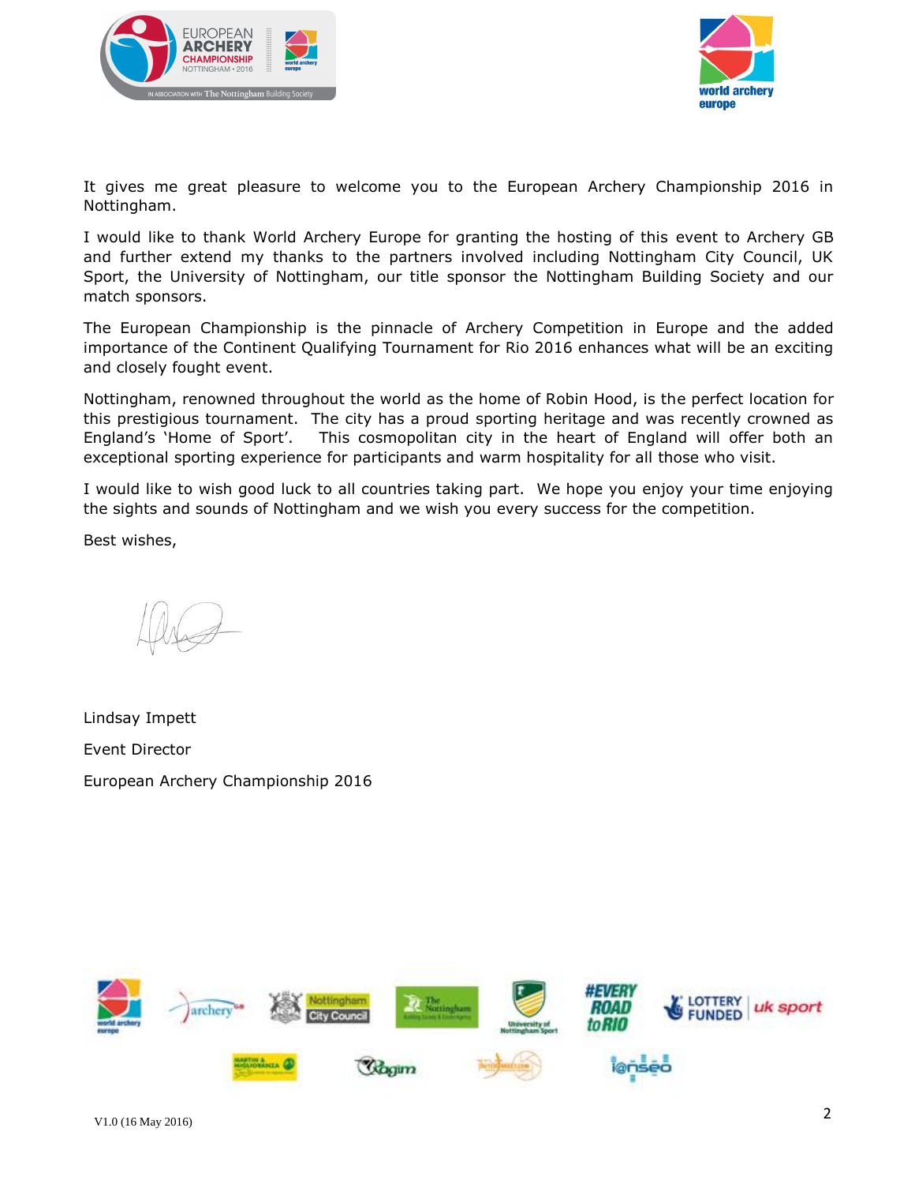It gives me great pleasure to welcome you to the European Archery Championship 2016 in Nottingham.

I would like to thank World Archery Europe for granting the hosting of this event to Archery GB and further extend my thanks to the partners involved including Nottingham City Council, UK Sport, the University of Nottingham, our title sponsor the Nottingham Building Society and our match sponsors.

The European Championship is the pinnacle of Archery Competition in Europe and the added importance of the Continent Qualifying Tournament for Rio 2016 enhances what will be an exciting and closely fought event.

Nottingham, renowned throughout the world as the home of Robin Hood, is the perfect location for this prestigious tournament. The city has a proud sporting heritage and was recently crowned as England's 'Home of Sport'. This cosmopolitan city in the heart of England will offer both an exceptional sporting experience for participants and warm hospitality for all those who visit.

I would like to wish good luck to all countries taking part. We hope you enjoy your time enjoying the sights and sounds of Nottingham and we wish you every success for the competition.

Best wishes,

Lindsay Impett

Event Director

European Archery Championship 2016

V1.0 (16 May 2016)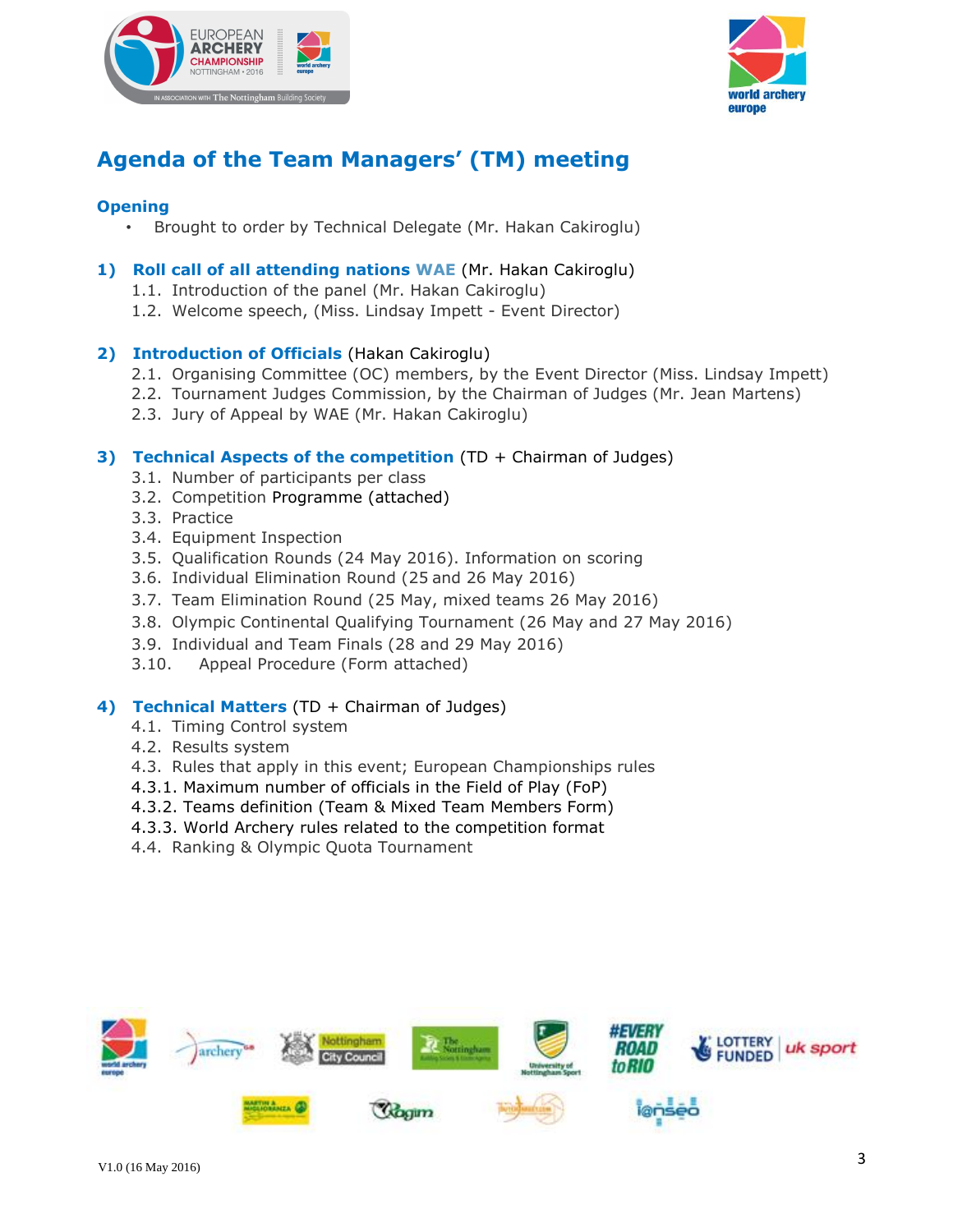# Agenda of the Team Managers' (TM) meeting

## Opening

- Brought to order by Technical Delegate (Mr. Hakan Cakiroglu)

### 1) Roll call of all attending nations WAE (Mr. Hakan Cakiroglu)

1.1. Introduction of the panel (Mr. Hakan Cakiroglu)
1.2. Welcome speech, (Miss. Lindsay Impett - Event Director)

### 2) Introduction of Officials (Hakan Cakiroglu)

2.1. Organising Committee (OC) members, by the Event Director (Miss. Lindsay Impett)
2.2. Tournament Judges Commission, by the Chairman of Judges (Mr. Jean Martens)
2.3. Jury of Appeal by WAE (Mr. Hakan Cakiroglu)

### 3) Technical Aspects of the competition (TD + Chairman of Judges)

3.1. Number of participants per class
3.2. Competition Programme (attached)
3.3. Practice
3.4. Equipment Inspection
3.5. Qualification Rounds (24 May 2016). Information on scoring
3.6. Individual Elimination Round (25 and 26 May 2016)
3.7. Team Elimination Round (25 May, mixed teams 26 May 2016)
3.8. Olympic Continental Qualifying Tournament (26 May and 27 May 2016)
3.9. Individual and Team Finals (28 and 29 May 2016)
3.10. Appeal Procedure (Form attached)

### 4) Technical Matters (TD + Chairman of Judges)

4.1. Timing Control system
4.2. Results system
4.3. Rules that apply in this event; European Championships rules
4.3.1. Maximum number of officials in the Field of Play (FoP)
4.3.2. Teams definition (Team & Mixed Team Members Form)
4.3.3. World Archery rules related to the competition format
4.4. Ranking & Olympic Quota Tournament

V1.0 (16 May 2016)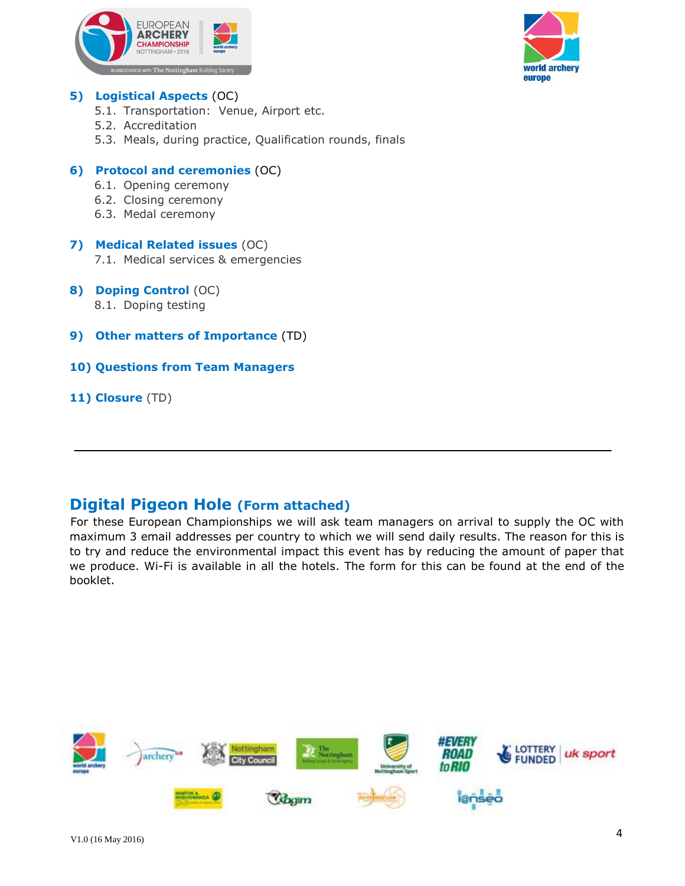**5) Logistical Aspects** (OC)

5.1. Transportation: Venue, Airport etc.
5.2. Accreditation
5.3. Meals, during practice, Qualification rounds, finals

**6) Protocol and ceremonies** (OC)

6.1. Opening ceremony
6.2. Closing ceremony
6.3. Medal ceremony

**7) Medical Related issues** (OC)

7.1. Medical services & emergencies

**8) Doping Control** (OC)

8.1. Doping testing

**9) Other matters of Importance** (TD)

**10) Questions from Team Managers**

**11) Closure** (TD)

---

## Digital Pigeon Hole (Form attached)

For these European Championships we will ask team managers on arrival to supply the OC with maximum 3 email addresses per country to which we will send daily results. The reason for this is to try and reduce the environmental impact this event has by reducing the amount of paper that we produce. Wi-Fi is available in all the hotels. The form for this can be found at the end of the booklet.

V1.0 (16 May 2016)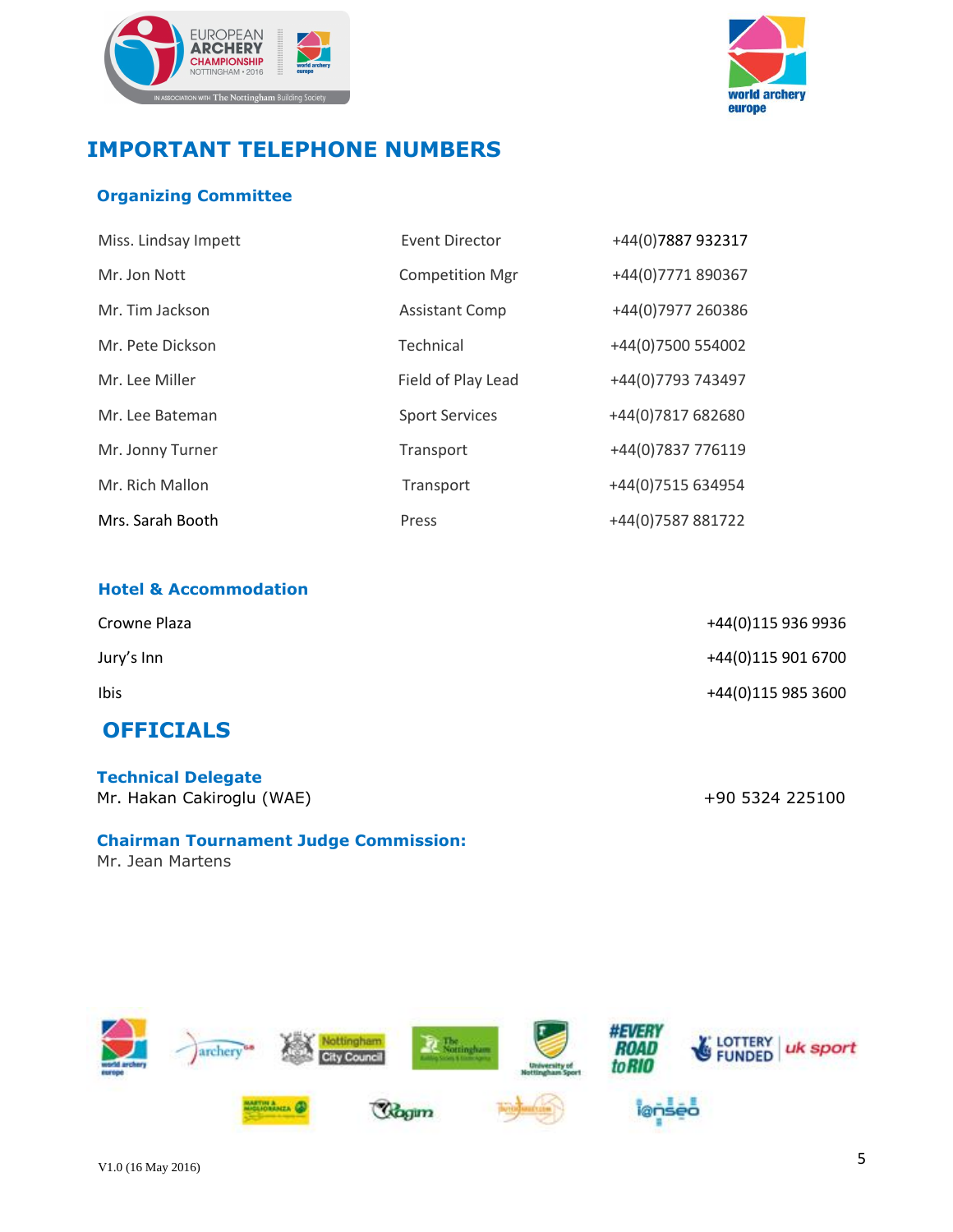# IMPORTANT TELEPHONE NUMBERS

## Organizing Committee

| | | |
|---|---|---|
| Miss. Lindsay Impett | Event Director | +44(0)7887 932317 |
| Mr. Jon Nott | Competition Mgr | +44(0)7771 890367 |
| Mr. Tim Jackson | Assistant Comp | +44(0)7977 260386 |
| Mr. Pete Dickson | Technical | +44(0)7500 554002 |
| Mr. Lee Miller | Field of Play Lead | +44(0)7793 743497 |
| Mr. Lee Bateman | Sport Services | +44(0)7817 682680 |
| Mr. Jonny Turner | Transport | +44(0)7837 776119 |
| Mr. Rich Mallon | Transport | +44(0)7515 634954 |
| Mrs. Sarah Booth | Press | +44(0)7587 881722 |

## Hotel & Accommodation

| | |
|---|---|
| Crowne Plaza | +44(0)115 936 9936 |
| Jury's Inn | +44(0)115 901 6700 |
| Ibis | +44(0)115 985 3600 |

# OFFICIALS

## Technical Delegate

Mr. Hakan Cakiroglu (WAE) +90 5324 225100

## Chairman Tournament Judge Commission:

Mr. Jean Martens

V1.0 (16 May 2016)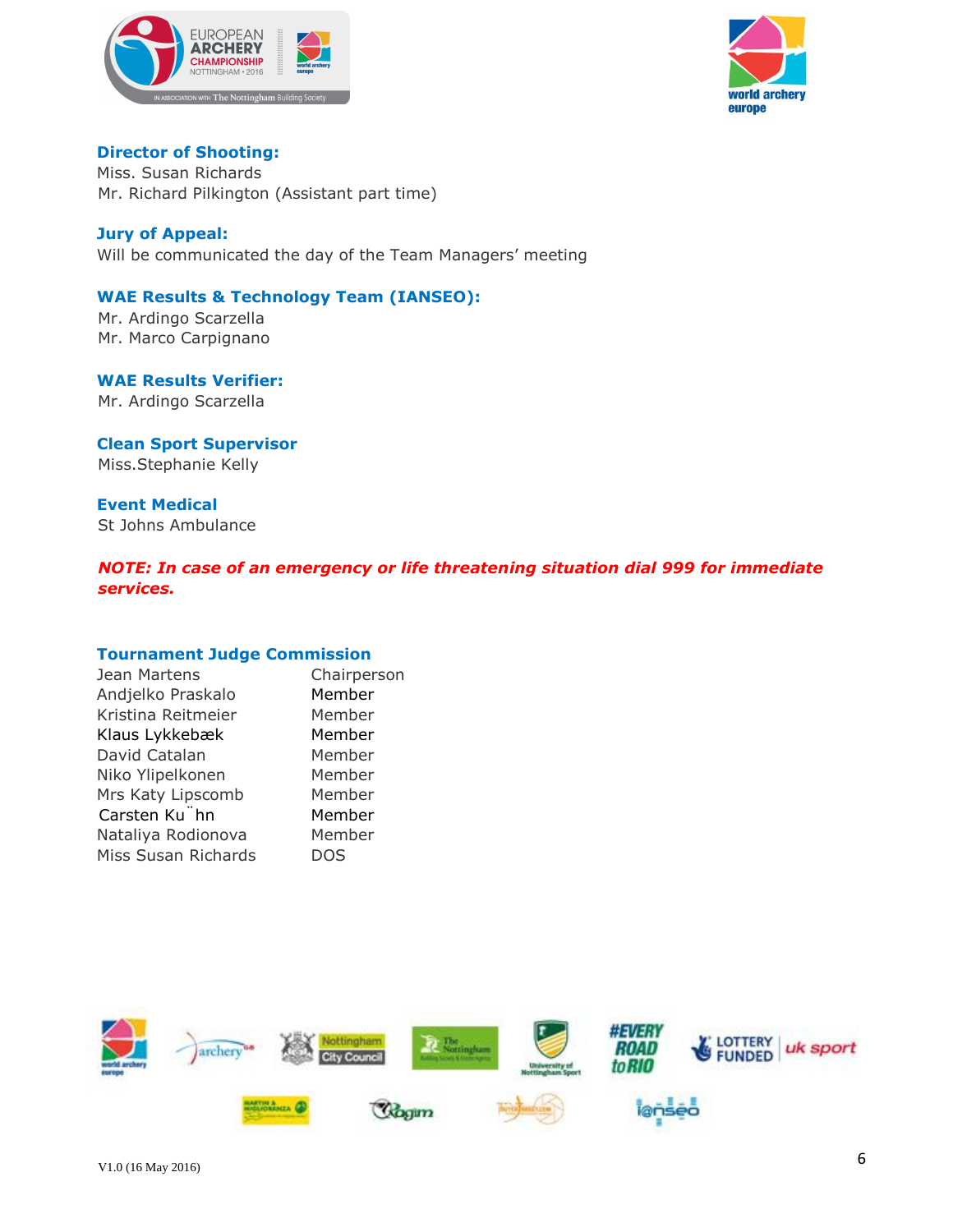### Director of Shooting:

Miss. Susan Richards
Mr. Richard Pilkington (Assistant part time)

### Jury of Appeal:

Will be communicated the day of the Team Managers' meeting

### WAE Results & Technology Team (IANSEO):

Mr. Ardingo Scarzella
Mr. Marco Carpignano

### WAE Results Verifier:

Mr. Ardingo Scarzella

### Clean Sport Supervisor

Miss.Stephanie Kelly

### Event Medical

St Johns Ambulance

***NOTE: In case of an emergency or life threatening situation dial 999 for immediate services.***

### Tournament Judge Commission

| | |
|---|---|
| Jean Martens | Chairperson |
| Andjelko Praskalo | Member |
| Kristina Reitmeier | Member |
| Klaus Lykkebæk | Member |
| David Catalan | Member |
| Niko Ylipelkonen | Member |
| Mrs Katy Lipscomb | Member |
| Carsten Kühn | Member |
| Nataliya Rodionova | Member |
| Miss Susan Richards | DOS |

V1.0 (16 May 2016)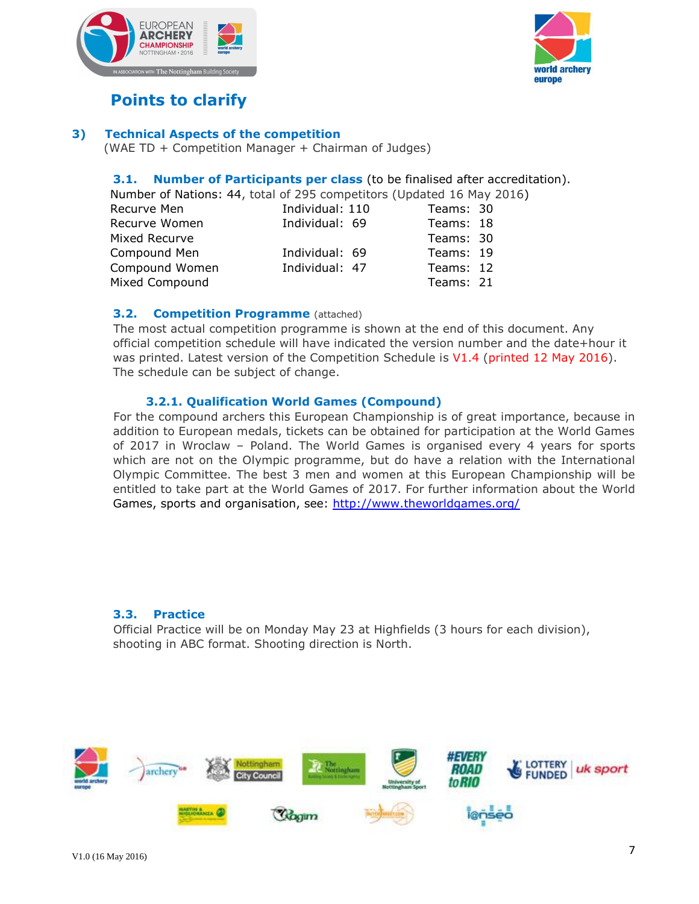# Points to clarify

## 3) Technical Aspects of the competition

(WAE TD + Competition Manager + Chairman of Judges)

### 3.1. Number of Participants per class (to be finalised after accreditation).

Number of Nations: 44, total of 295 competitors (Updated 16 May 2016)

| Class | Individual | Teams |
|---|---|---|
| Recurve Men | Individual: 110 | Teams: 30 |
| Recurve Women | Individual: 69 | Teams: 18 |
| Mixed Recurve | | Teams: 30 |
| Compound Men | Individual: 69 | Teams: 19 |
| Compound Women | Individual: 47 | Teams: 12 |
| Mixed Compound | | Teams: 21 |

### 3.2. Competition Programme (attached)

The most actual competition programme is shown at the end of this document. Any official competition schedule will have indicated the version number and the date+hour it was printed. Latest version of the Competition Schedule is V1.4 (printed 12 May 2016). The schedule can be subject of change.

#### 3.2.1. Qualification World Games (Compound)

For the compound archers this European Championship is of great importance, because in addition to European medals, tickets can be obtained for participation at the World Games of 2017 in Wroclaw – Poland. The World Games is organised every 4 years for sports which are not on the Olympic programme, but do have a relation with the International Olympic Committee. The best 3 men and women at this European Championship will be entitled to take part at the World Games of 2017. For further information about the World Games, sports and organisation, see: http://www.theworldgames.org/

### 3.3. Practice

Official Practice will be on Monday May 23 at Highfields (3 hours for each division), shooting in ABC format. Shooting direction is North.

V1.0 (16 May 2016)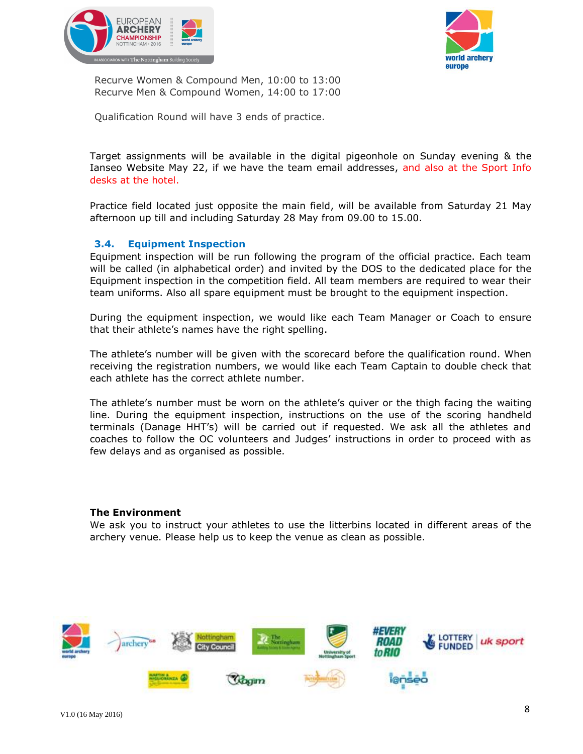Recurve Women & Compound Men, 10:00 to 13:00
Recurve Men & Compound Women, 14:00 to 17:00

Qualification Round will have 3 ends of practice.

Target assignments will be available in the digital pigeonhole on Sunday evening & the Ianseo Website May 22, if we have the team email addresses, and also at the Sport Info desks at the hotel.

Practice field located just opposite the main field, will be available from Saturday 21 May afternoon up till and including Saturday 28 May from 09.00 to 15.00.

### 3.4. Equipment Inspection

Equipment inspection will be run following the program of the official practice. Each team will be called (in alphabetical order) and invited by the DOS to the dedicated place for the Equipment inspection in the competition field. All team members are required to wear their team uniforms. Also all spare equipment must be brought to the equipment inspection.

During the equipment inspection, we would like each Team Manager or Coach to ensure that their athlete's names have the right spelling.

The athlete's number will be given with the scorecard before the qualification round. When receiving the registration numbers, we would like each Team Captain to double check that each athlete has the correct athlete number.

The athlete's number must be worn on the athlete's quiver or the thigh facing the waiting line. During the equipment inspection, instructions on the use of the scoring handheld terminals (Danage HHT's) will be carried out if requested. We ask all the athletes and coaches to follow the OC volunteers and Judges' instructions in order to proceed with as few delays and as organised as possible.

**The Environment**

We ask you to instruct your athletes to use the litterbins located in different areas of the archery venue. Please help us to keep the venue as clean as possible.

V1.0 (16 May 2016)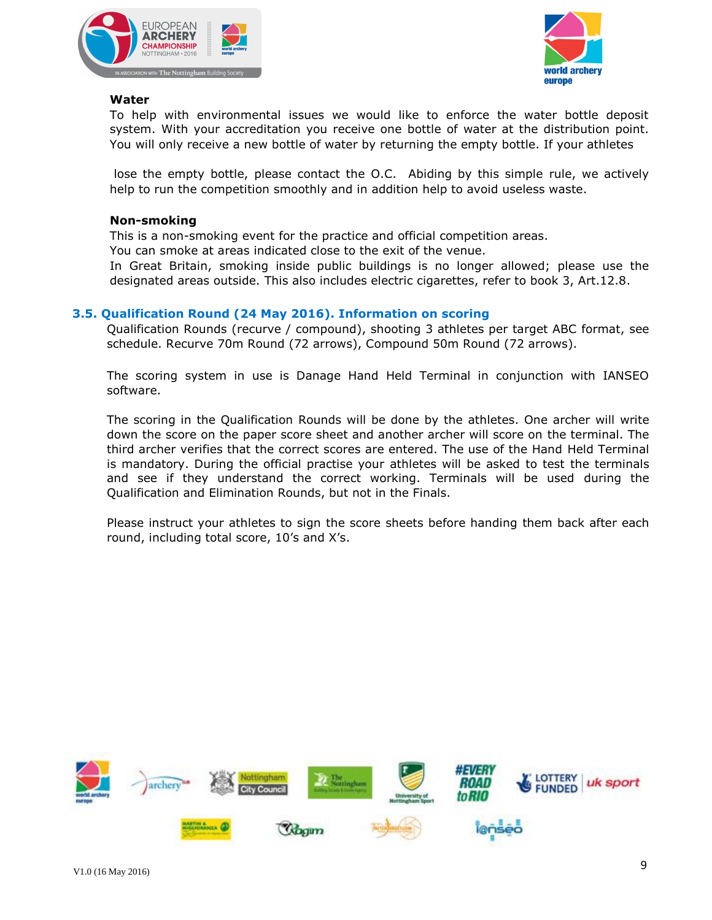**Water**

To help with environmental issues we would like to enforce the water bottle deposit system. With your accreditation you receive one bottle of water at the distribution point. You will only receive a new bottle of water by returning the empty bottle. If your athletes

lose the empty bottle, please contact the O.C. Abiding by this simple rule, we actively help to run the competition smoothly and in addition help to avoid useless waste.

**Non-smoking**

This is a non-smoking event for the practice and official competition areas.
You can smoke at areas indicated close to the exit of the venue.
In Great Britain, smoking inside public buildings is no longer allowed; please use the designated areas outside. This also includes electric cigarettes, refer to book 3, Art.12.8.

## 3.5. Qualification Round (24 May 2016). Information on scoring

Qualification Rounds (recurve / compound), shooting 3 athletes per target ABC format, see schedule. Recurve 70m Round (72 arrows), Compound 50m Round (72 arrows).

The scoring system in use is Danage Hand Held Terminal in conjunction with IANSEO software.

The scoring in the Qualification Rounds will be done by the athletes. One archer will write down the score on the paper score sheet and another archer will score on the terminal. The third archer verifies that the correct scores are entered. The use of the Hand Held Terminal is mandatory. During the official practise your athletes will be asked to test the terminals and see if they understand the correct working. Terminals will be used during the Qualification and Elimination Rounds, but not in the Finals.

Please instruct your athletes to sign the score sheets before handing them back after each round, including total score, 10's and X's.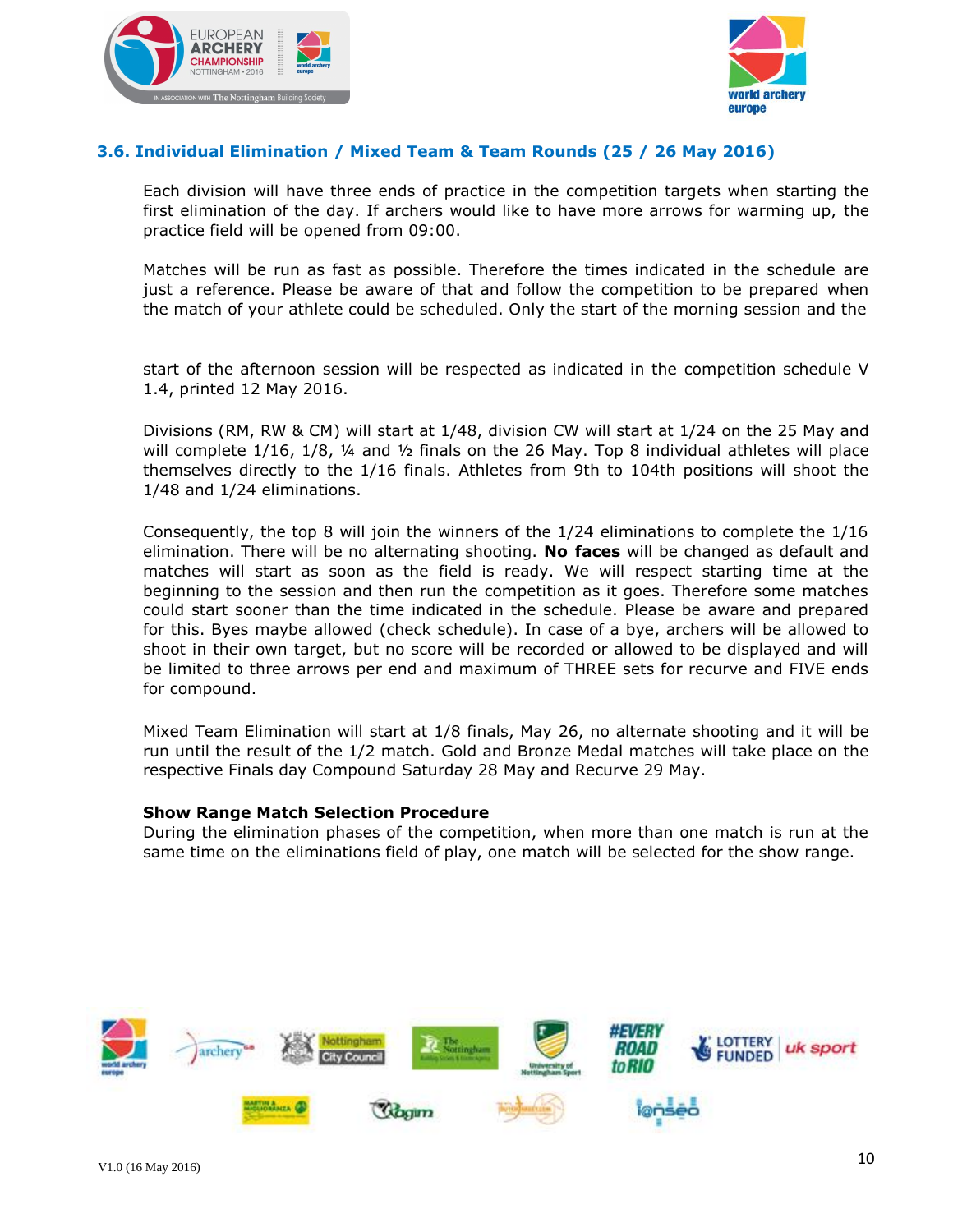### 3.6. Individual Elimination / Mixed Team & Team Rounds (25 / 26 May 2016)

Each division will have three ends of practice in the competition targets when starting the first elimination of the day. If archers would like to have more arrows for warming up, the practice field will be opened from 09:00.

Matches will be run as fast as possible. Therefore the times indicated in the schedule are just a reference. Please be aware of that and follow the competition to be prepared when the match of your athlete could be scheduled. Only the start of the morning session and the start of the afternoon session will be respected as indicated in the competition schedule V 1.4, printed 12 May 2016.

Divisions (RM, RW & CM) will start at 1/48, division CW will start at 1/24 on the 25 May and will complete 1/16, 1/8, ¼ and ½ finals on the 26 May. Top 8 individual athletes will place themselves directly to the 1/16 finals. Athletes from 9th to 104th positions will shoot the 1/48 and 1/24 eliminations.

Consequently, the top 8 will join the winners of the 1/24 eliminations to complete the 1/16 elimination. There will be no alternating shooting. **No faces** will be changed as default and matches will start as soon as the field is ready. We will respect starting time at the beginning to the session and then run the competition as it goes. Therefore some matches could start sooner than the time indicated in the schedule. Please be aware and prepared for this. Byes maybe allowed (check schedule). In case of a bye, archers will be allowed to shoot in their own target, but no score will be recorded or allowed to be displayed and will be limited to three arrows per end and maximum of THREE sets for recurve and FIVE ends for compound.

Mixed Team Elimination will start at 1/8 finals, May 26, no alternate shooting and it will be run until the result of the 1/2 match. Gold and Bronze Medal matches will take place on the respective Finals day Compound Saturday 28 May and Recurve 29 May.

**Show Range Match Selection Procedure**

During the elimination phases of the competition, when more than one match is run at the same time on the eliminations field of play, one match will be selected for the show range.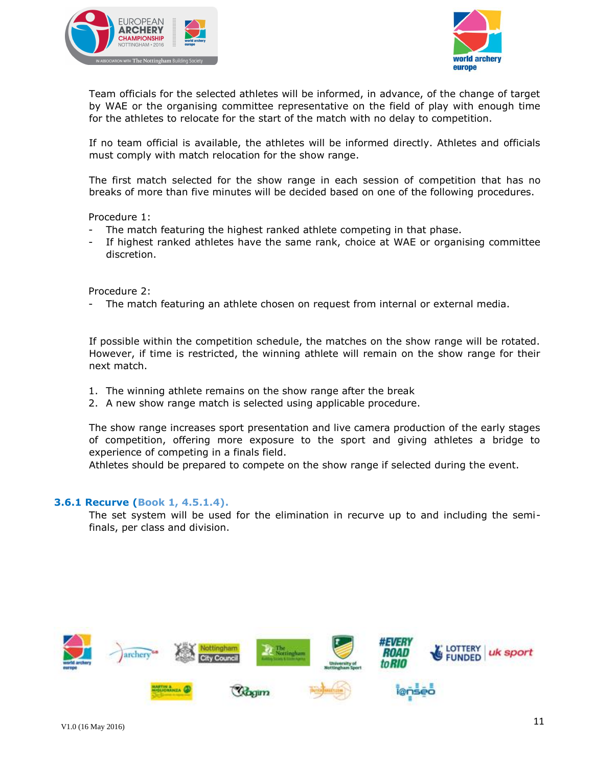Team officials for the selected athletes will be informed, in advance, of the change of target by WAE or the organising committee representative on the field of play with enough time for the athletes to relocate for the start of the match with no delay to competition.

If no team official is available, the athletes will be informed directly. Athletes and officials must comply with match relocation for the show range.

The first match selected for the show range in each session of competition that has no breaks of more than five minutes will be decided based on one of the following procedures.

Procedure 1:

- The match featuring the highest ranked athlete competing in that phase.
- If highest ranked athletes have the same rank, choice at WAE or organising committee discretion.

Procedure 2:

- The match featuring an athlete chosen on request from internal or external media.

If possible within the competition schedule, the matches on the show range will be rotated. However, if time is restricted, the winning athlete will remain on the show range for their next match.

1. The winning athlete remains on the show range after the break
2. A new show range match is selected using applicable procedure.

The show range increases sport presentation and live camera production of the early stages of competition, offering more exposure to the sport and giving athletes a bridge to experience of competing in a finals field.
Athletes should be prepared to compete on the show range if selected during the event.

### 3.6.1 Recurve (Book 1, 4.5.1.4).

The set system will be used for the elimination in recurve up to and including the semi-finals, per class and division.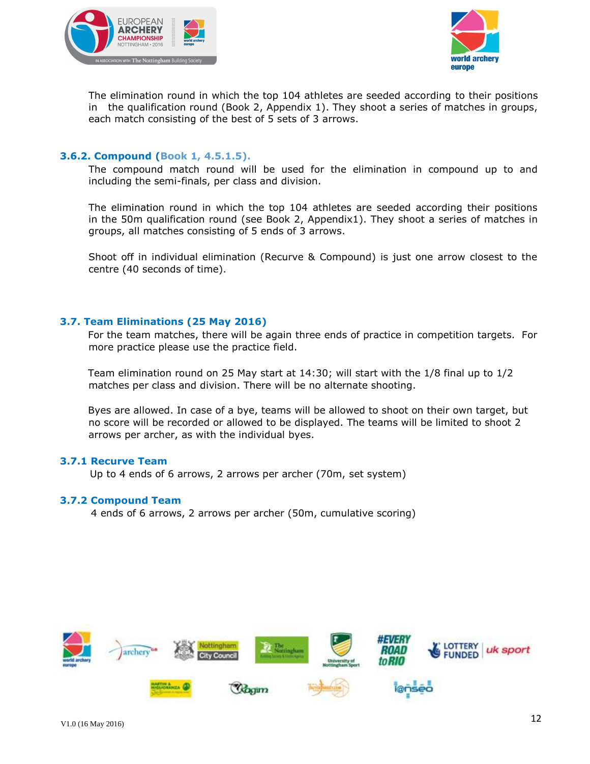The elimination round in which the top 104 athletes are seeded according to their positions in the qualification round (Book 2, Appendix 1). They shoot a series of matches in groups, each match consisting of the best of 5 sets of 3 arrows.

### 3.6.2. Compound (Book 1, 4.5.1.5).

The compound match round will be used for the elimination in compound up to and including the semi-finals, per class and division.

The elimination round in which the top 104 athletes are seeded according their positions in the 50m qualification round (see Book 2, Appendix1). They shoot a series of matches in groups, all matches consisting of 5 ends of 3 arrows.

Shoot off in individual elimination (Recurve & Compound) is just one arrow closest to the centre (40 seconds of time).

## 3.7. Team Eliminations (25 May 2016)

For the team matches, there will be again three ends of practice in competition targets. For more practice please use the practice field.

Team elimination round on 25 May start at 14:30; will start with the 1/8 final up to 1/2 matches per class and division. There will be no alternate shooting.

Byes are allowed. In case of a bye, teams will be allowed to shoot on their own target, but no score will be recorded or allowed to be displayed. The teams will be limited to shoot 2 arrows per archer, as with the individual byes.

### 3.7.1 Recurve Team

Up to 4 ends of 6 arrows, 2 arrows per archer (70m, set system)

### 3.7.2 Compound Team

4 ends of 6 arrows, 2 arrows per archer (50m, cumulative scoring)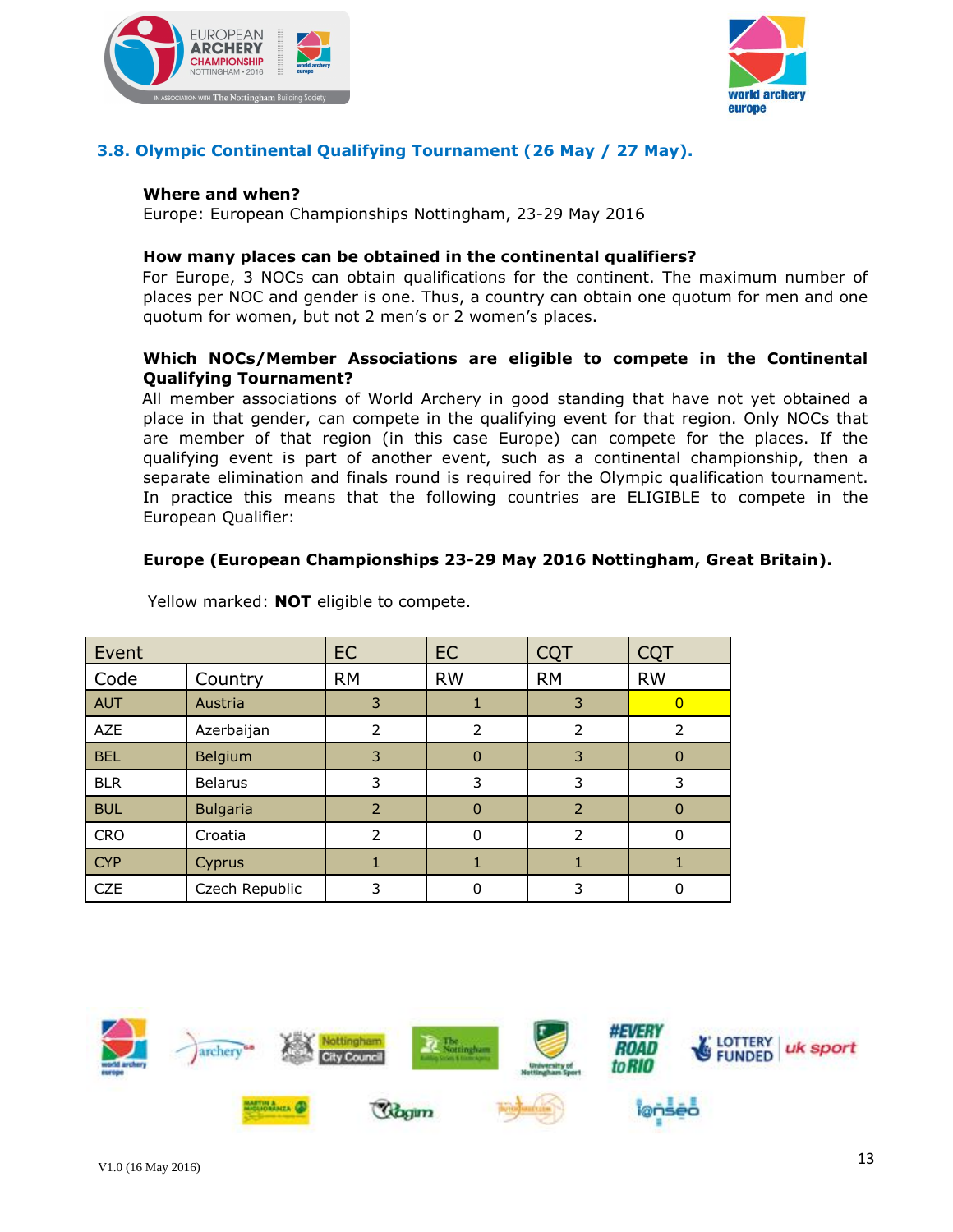### 3.8. Olympic Continental Qualifying Tournament (26 May / 27 May).

**Where and when?**

Europe: European Championships Nottingham, 23-29 May 2016

**How many places can be obtained in the continental qualifiers?**

For Europe, 3 NOCs can obtain qualifications for the continent. The maximum number of places per NOC and gender is one. Thus, a country can obtain one quotum for men and one quotum for women, but not 2 men's or 2 women's places.

**Which NOCs/Member Associations are eligible to compete in the Continental Qualifying Tournament?**

All member associations of World Archery in good standing that have not yet obtained a place in that gender, can compete in the qualifying event for that region. Only NOCs that are member of that region (in this case Europe) can compete for the places. If the qualifying event is part of another event, such as a continental championship, then a separate elimination and finals round is required for the Olympic qualification tournament. In practice this means that the following countries are ELIGIBLE to compete in the European Qualifier:

**Europe (European Championships 23-29 May 2016 Nottingham, Great Britain).**

Yellow marked: **NOT** eligible to compete.

| Event | | EC | EC | CQT | CQT |
|---|---|---|---|---|---|
| Code | Country | RM | RW | RM | RW |
| AUT | Austria | 3 | 1 | 3 | 0 |
| AZE | Azerbaijan | 2 | 2 | 2 | 2 |
| BEL | Belgium | 3 | 0 | 3 | 0 |
| BLR | Belarus | 3 | 3 | 3 | 3 |
| BUL | Bulgaria | 2 | 0 | 2 | 0 |
| CRO | Croatia | 2 | 0 | 2 | 0 |
| CYP | Cyprus | 1 | 1 | 1 | 1 |
| CZE | Czech Republic | 3 | 0 | 3 | 0 |

V1.0 (16 May 2016)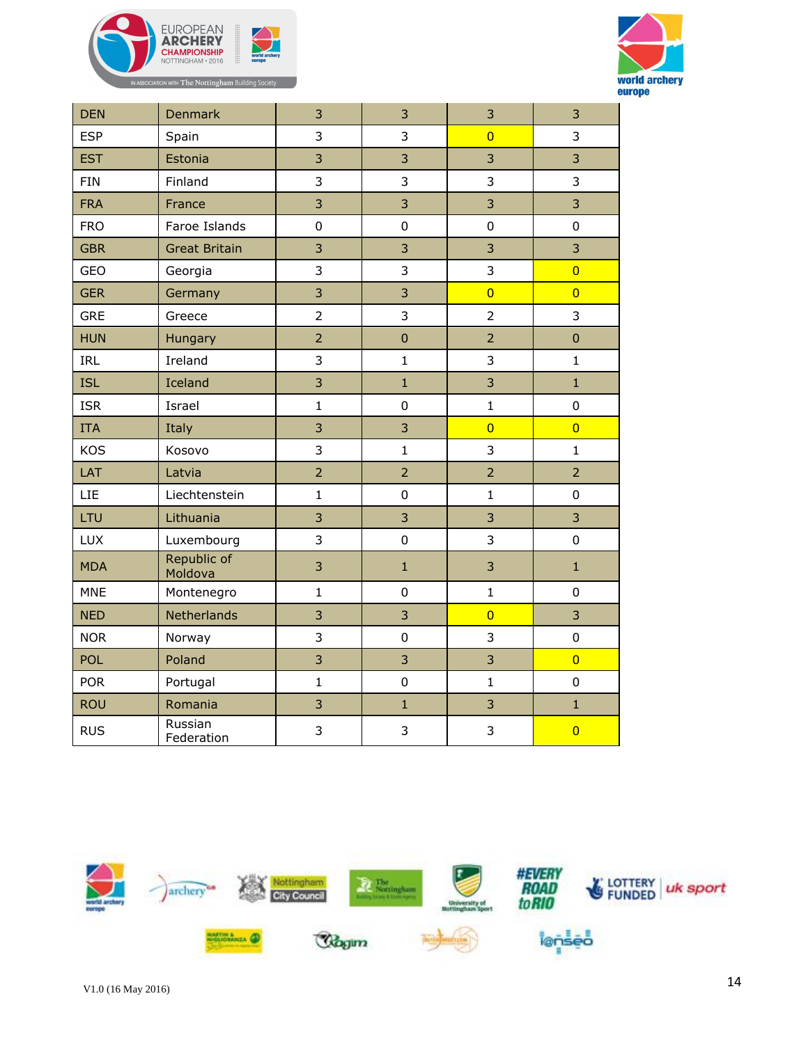| | | | | | |
|---|---|---|---|---|---|
| DEN | Denmark | 3 | 3 | 3 | 3 |
| ESP | Spain | 3 | 3 | 0 | 3 |
| EST | Estonia | 3 | 3 | 3 | 3 |
| FIN | Finland | 3 | 3 | 3 | 3 |
| FRA | France | 3 | 3 | 3 | 3 |
| FRO | Faroe Islands | 0 | 0 | 0 | 0 |
| GBR | Great Britain | 3 | 3 | 3 | 3 |
| GEO | Georgia | 3 | 3 | 3 | 0 |
| GER | Germany | 3 | 3 | 0 | 0 |
| GRE | Greece | 2 | 3 | 2 | 3 |
| HUN | Hungary | 2 | 0 | 2 | 0 |
| IRL | Ireland | 3 | 1 | 3 | 1 |
| ISL | Iceland | 3 | 1 | 3 | 1 |
| ISR | Israel | 1 | 0 | 1 | 0 |
| ITA | Italy | 3 | 3 | 0 | 0 |
| KOS | Kosovo | 3 | 1 | 3 | 1 |
| LAT | Latvia | 2 | 2 | 2 | 2 |
| LIE | Liechtenstein | 1 | 0 | 1 | 0 |
| LTU | Lithuania | 3 | 3 | 3 | 3 |
| LUX | Luxembourg | 3 | 0 | 3 | 0 |
| MDA | Republic of Moldova | 3 | 1 | 3 | 1 |
| MNE | Montenegro | 1 | 0 | 1 | 0 |
| NED | Netherlands | 3 | 3 | 0 | 3 |
| NOR | Norway | 3 | 0 | 3 | 0 |
| POL | Poland | 3 | 3 | 3 | 0 |
| POR | Portugal | 1 | 0 | 1 | 0 |
| ROU | Romania | 3 | 1 | 3 | 1 |
| RUS | Russian Federation | 3 | 3 | 3 | 0 |

V1.0 (16 May 2016)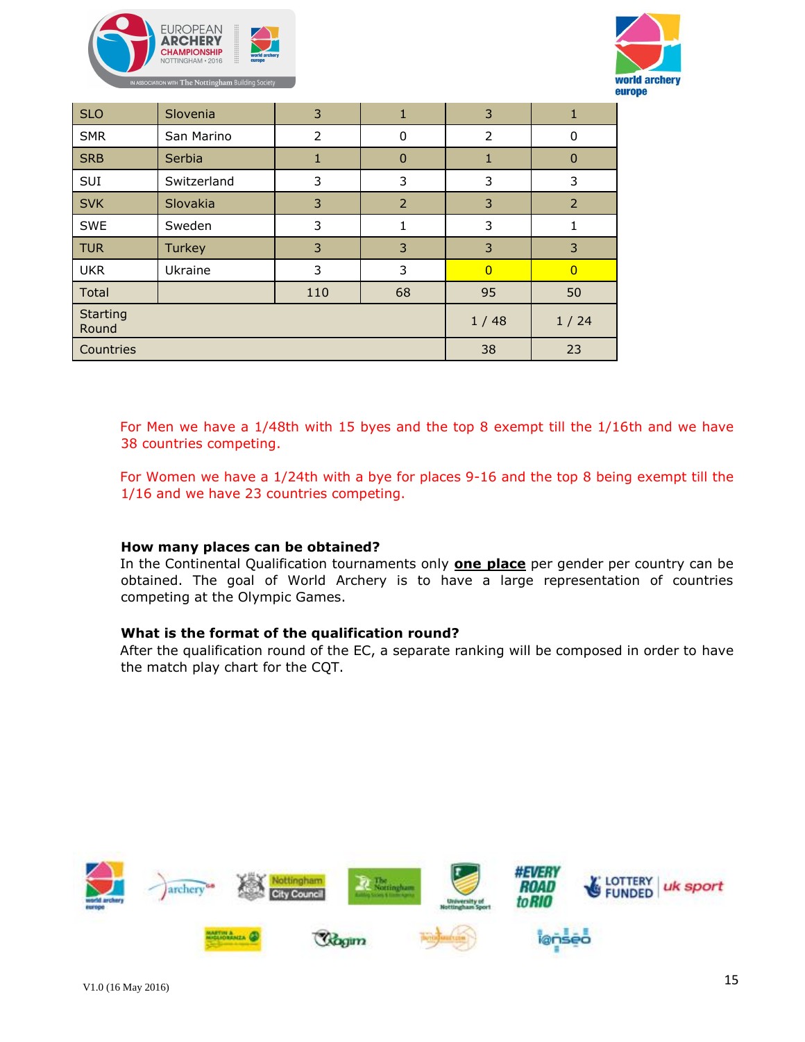| | | | | | |
|---|---|---|---|---|---|
| SLO | Slovenia | 3 | 1 | 3 | 1 |
| SMR | San Marino | 2 | 0 | 2 | 0 |
| SRB | Serbia | 1 | 0 | 1 | 0 |
| SUI | Switzerland | 3 | 3 | 3 | 3 |
| SVK | Slovakia | 3 | 2 | 3 | 2 |
| SWE | Sweden | 3 | 1 | 3 | 1 |
| TUR | Turkey | 3 | 3 | 3 | 3 |
| UKR | Ukraine | 3 | 3 | 0 | 0 |
| Total | | 110 | 68 | 95 | 50 |
| Starting Round | | | | 1 / 48 | 1 / 24 |
| Countries | | | | 38 | 23 |

For Men we have a 1/48th with 15 byes and the top 8 exempt till the 1/16th and we have 38 countries competing.

For Women we have a 1/24th with a bye for places 9-16 and the top 8 being exempt till the 1/16 and we have 23 countries competing.

**How many places can be obtained?**
In the Continental Qualification tournaments only **one place** per gender per country can be obtained. The goal of World Archery is to have a large representation of countries competing at the Olympic Games.

**What is the format of the qualification round?**
After the qualification round of the EC, a separate ranking will be composed in order to have the match play chart for the CQT.

V1.0 (16 May 2016)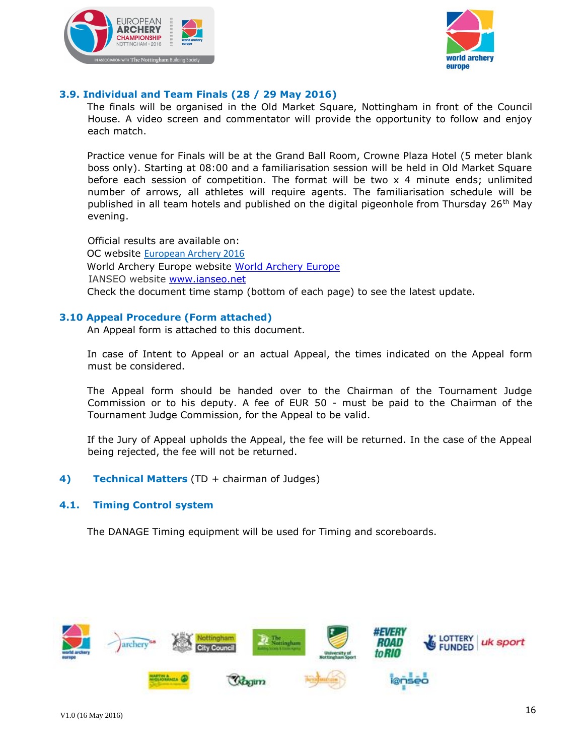### 3.9. Individual and Team Finals (28 / 29 May 2016)

The finals will be organised in the Old Market Square, Nottingham in front of the Council House. A video screen and commentator will provide the opportunity to follow and enjoy each match.

Practice venue for Finals will be at the Grand Ball Room, Crowne Plaza Hotel (5 meter blank boss only). Starting at 08:00 and a familiarisation session will be held in Old Market Square before each session of competition. The format will be two x 4 minute ends; unlimited number of arrows, all athletes will require agents. The familiarisation schedule will be published in all team hotels and published on the digital pigeonhole from Thursday 26th May evening.

Official results are available on:
OC website European Archery 2016
World Archery Europe website World Archery Europe
IANSEO website www.ianseo.net
Check the document time stamp (bottom of each page) to see the latest update.

### 3.10 Appeal Procedure (Form attached)

An Appeal form is attached to this document.

In case of Intent to Appeal or an actual Appeal, the times indicated on the Appeal form must be considered.

The Appeal form should be handed over to the Chairman of the Tournament Judge Commission or to his deputy. A fee of EUR 50 - must be paid to the Chairman of the Tournament Judge Commission, for the Appeal to be valid.

If the Jury of Appeal upholds the Appeal, the fee will be returned. In the case of the Appeal being rejected, the fee will not be returned.

## 4) Technical Matters (TD + chairman of Judges)

### 4.1. Timing Control system

The DANAGE Timing equipment will be used for Timing and scoreboards.

V1.0 (16 May 2016)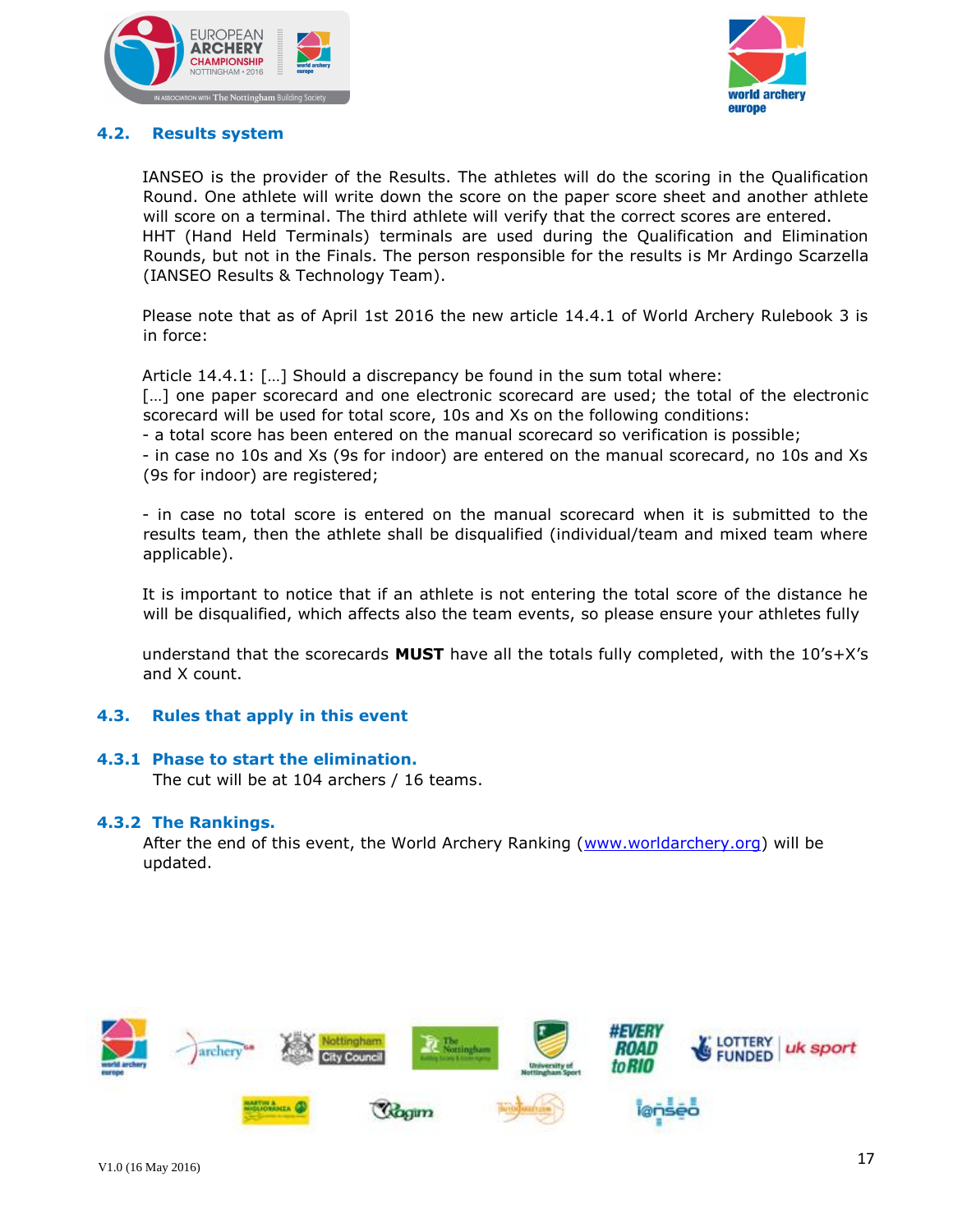## 4.2. Results system

IANSEO is the provider of the Results. The athletes will do the scoring in the Qualification Round. One athlete will write down the score on the paper score sheet and another athlete will score on a terminal. The third athlete will verify that the correct scores are entered. HHT (Hand Held Terminals) terminals are used during the Qualification and Elimination Rounds, but not in the Finals. The person responsible for the results is Mr Ardingo Scarzella (IANSEO Results & Technology Team).

Please note that as of April 1st 2016 the new article 14.4.1 of World Archery Rulebook 3 is in force:

Article 14.4.1: […] Should a discrepancy be found in the sum total where:
[…] one paper scorecard and one electronic scorecard are used; the total of the electronic scorecard will be used for total score, 10s and Xs on the following conditions:
- a total score has been entered on the manual scorecard so verification is possible;
- in case no 10s and Xs (9s for indoor) are entered on the manual scorecard, no 10s and Xs (9s for indoor) are registered;

- in case no total score is entered on the manual scorecard when it is submitted to the results team, then the athlete shall be disqualified (individual/team and mixed team where applicable).

It is important to notice that if an athlete is not entering the total score of the distance he will be disqualified, which affects also the team events, so please ensure your athletes fully

understand that the scorecards **MUST** have all the totals fully completed, with the 10's+X's and X count.

## 4.3. Rules that apply in this event

### 4.3.1 Phase to start the elimination.

The cut will be at 104 archers / 16 teams.

### 4.3.2 The Rankings.

After the end of this event, the World Archery Ranking (www.worldarchery.org) will be updated.

V1.0 (16 May 2016)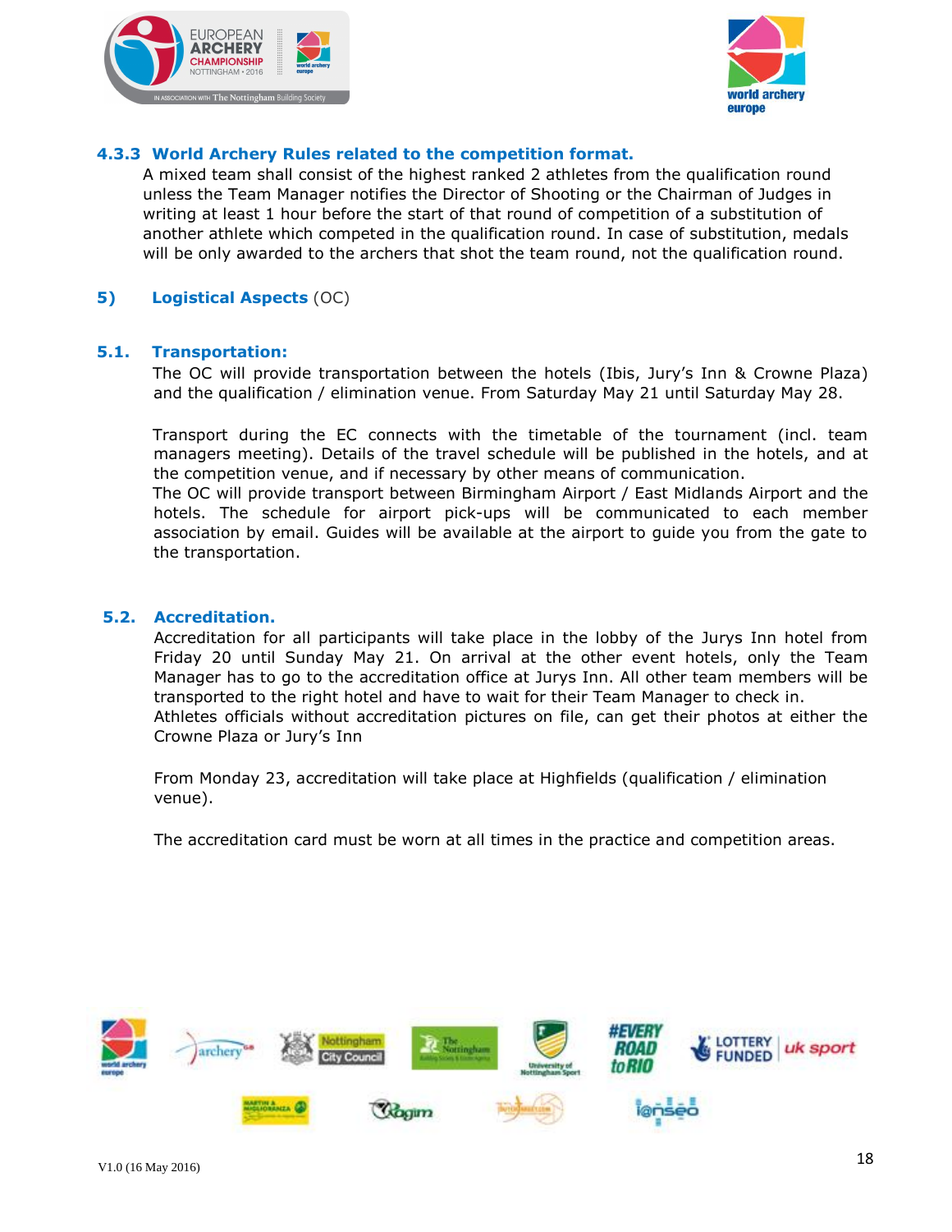### 4.3.3 World Archery Rules related to the competition format.

A mixed team shall consist of the highest ranked 2 athletes from the qualification round unless the Team Manager notifies the Director of Shooting or the Chairman of Judges in writing at least 1 hour before the start of that round of competition of a substitution of another athlete which competed in the qualification round. In case of substitution, medals will be only awarded to the archers that shot the team round, not the qualification round.

## 5) Logistical Aspects (OC)

### 5.1. Transportation:

The OC will provide transportation between the hotels (Ibis, Jury's Inn & Crowne Plaza) and the qualification / elimination venue. From Saturday May 21 until Saturday May 28.

Transport during the EC connects with the timetable of the tournament (incl. team managers meeting). Details of the travel schedule will be published in the hotels, and at the competition venue, and if necessary by other means of communication.
The OC will provide transport between Birmingham Airport / East Midlands Airport and the hotels. The schedule for airport pick-ups will be communicated to each member association by email. Guides will be available at the airport to guide you from the gate to the transportation.

### 5.2. Accreditation.

Accreditation for all participants will take place in the lobby of the Jurys Inn hotel from Friday 20 until Sunday May 21. On arrival at the other event hotels, only the Team Manager has to go to the accreditation office at Jurys Inn. All other team members will be transported to the right hotel and have to wait for their Team Manager to check in.
Athletes officials without accreditation pictures on file, can get their photos at either the Crowne Plaza or Jury's Inn

From Monday 23, accreditation will take place at Highfields (qualification / elimination venue).

The accreditation card must be worn at all times in the practice and competition areas.

V1.0 (16 May 2016)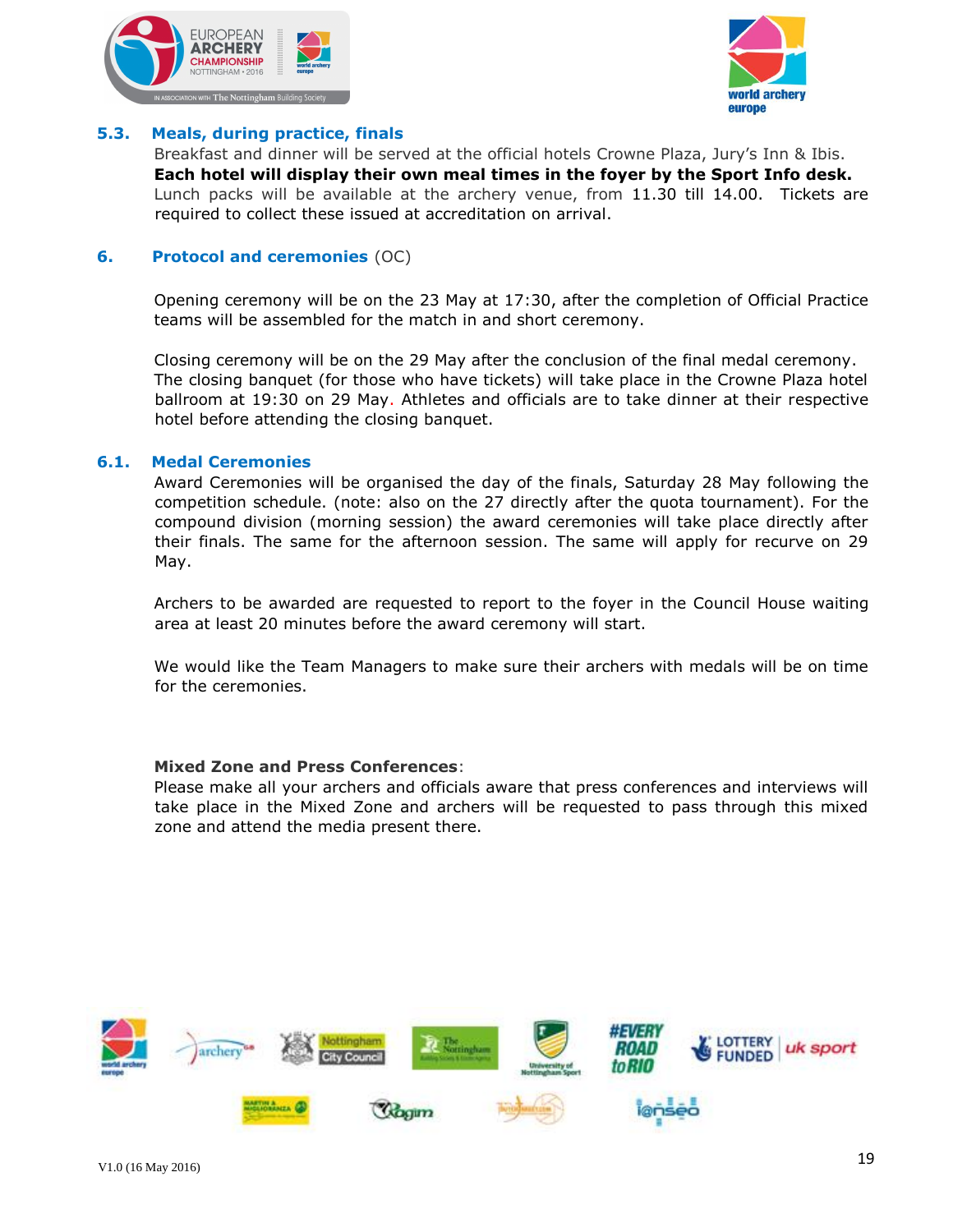### 5.3. Meals, during practice, finals

Breakfast and dinner will be served at the official hotels Crowne Plaza, Jury's Inn & Ibis. **Each hotel will display their own meal times in the foyer by the Sport Info desk.** Lunch packs will be available at the archery venue, from 11.30 till 14.00. Tickets are required to collect these issued at accreditation on arrival.

## 6. Protocol and ceremonies (OC)

Opening ceremony will be on the 23 May at 17:30, after the completion of Official Practice teams will be assembled for the match in and short ceremony.

Closing ceremony will be on the 29 May after the conclusion of the final medal ceremony. The closing banquet (for those who have tickets) will take place in the Crowne Plaza hotel ballroom at 19:30 on 29 May. Athletes and officials are to take dinner at their respective hotel before attending the closing banquet.

### 6.1. Medal Ceremonies

Award Ceremonies will be organised the day of the finals, Saturday 28 May following the competition schedule. (note: also on the 27 directly after the quota tournament). For the compound division (morning session) the award ceremonies will take place directly after their finals. The same for the afternoon session. The same will apply for recurve on 29 May.

Archers to be awarded are requested to report to the foyer in the Council House waiting area at least 20 minutes before the award ceremony will start.

We would like the Team Managers to make sure their archers with medals will be on time for the ceremonies.

**Mixed Zone and Press Conferences**:

Please make all your archers and officials aware that press conferences and interviews will take place in the Mixed Zone and archers will be requested to pass through this mixed zone and attend the media present there.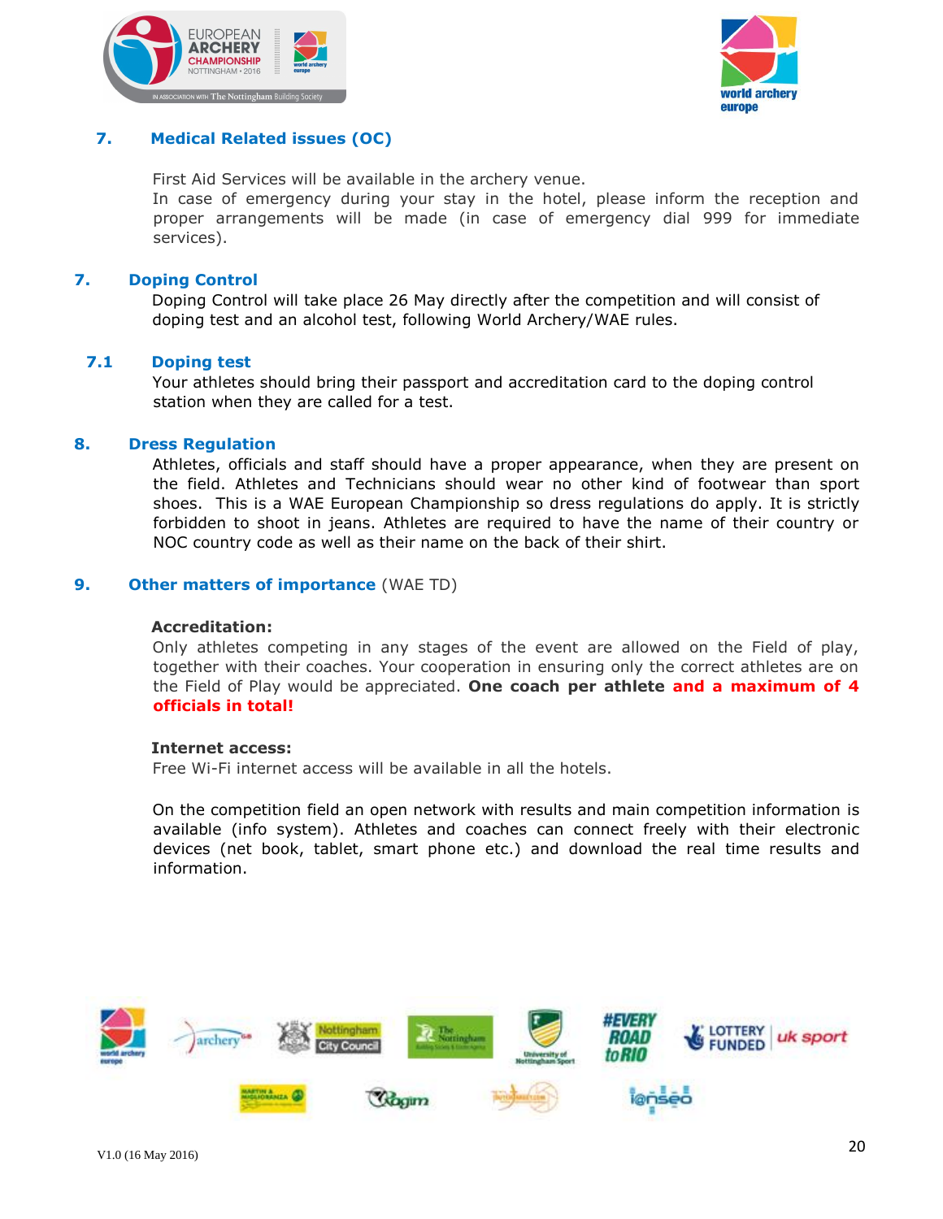## 7. Medical Related issues (OC)

First Aid Services will be available in the archery venue.
In case of emergency during your stay in the hotel, please inform the reception and proper arrangements will be made (in case of emergency dial 999 for immediate services).

## 7. Doping Control

Doping Control will take place 26 May directly after the competition and will consist of doping test and an alcohol test, following World Archery/WAE rules.

### 7.1 Doping test

Your athletes should bring their passport and accreditation card to the doping control station when they are called for a test.

## 8. Dress Regulation

Athletes, officials and staff should have a proper appearance, when they are present on the field. Athletes and Technicians should wear no other kind of footwear than sport shoes. This is a WAE European Championship so dress regulations do apply. It is strictly forbidden to shoot in jeans. Athletes are required to have the name of their country or NOC country code as well as their name on the back of their shirt.

## 9. Other matters of importance (WAE TD)

**Accreditation:**

Only athletes competing in any stages of the event are allowed on the Field of play, together with their coaches. Your cooperation in ensuring only the correct athletes are on the Field of Play would be appreciated. **One coach per athlete and a maximum of 4 officials in total!**

**Internet access:**

Free Wi-Fi internet access will be available in all the hotels.

On the competition field an open network with results and main competition information is available (info system). Athletes and coaches can connect freely with their electronic devices (net book, tablet, smart phone etc.) and download the real time results and information.

V1.0 (16 May 2016)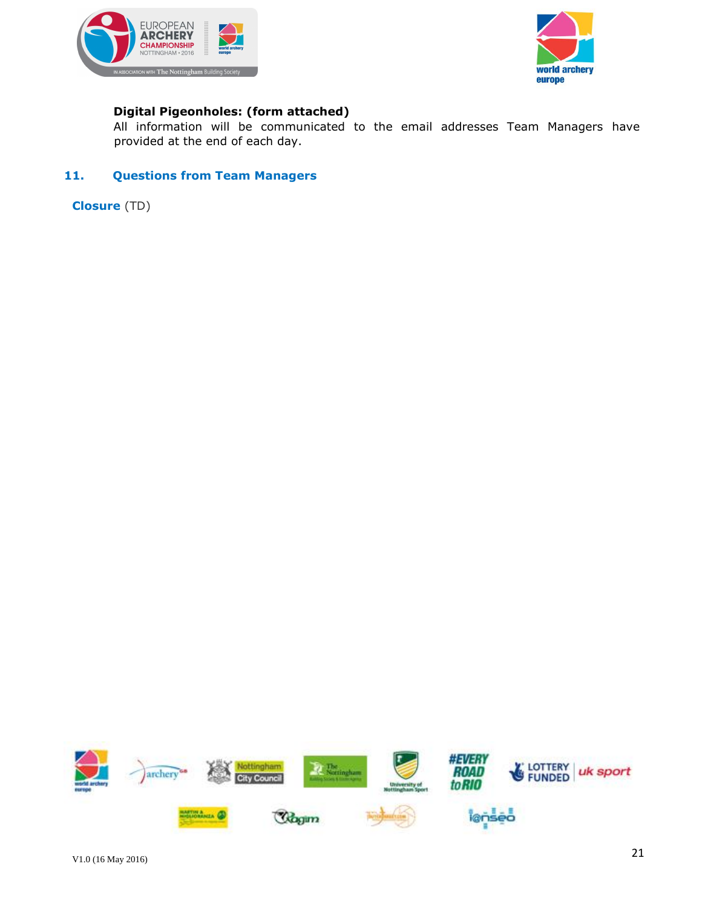**Digital Pigeonholes: (form attached)**

All information will be communicated to the email addresses Team Managers have provided at the end of each day.

## 11. Questions from Team Managers

**Closure** (TD)

V1.0 (16 May 2016)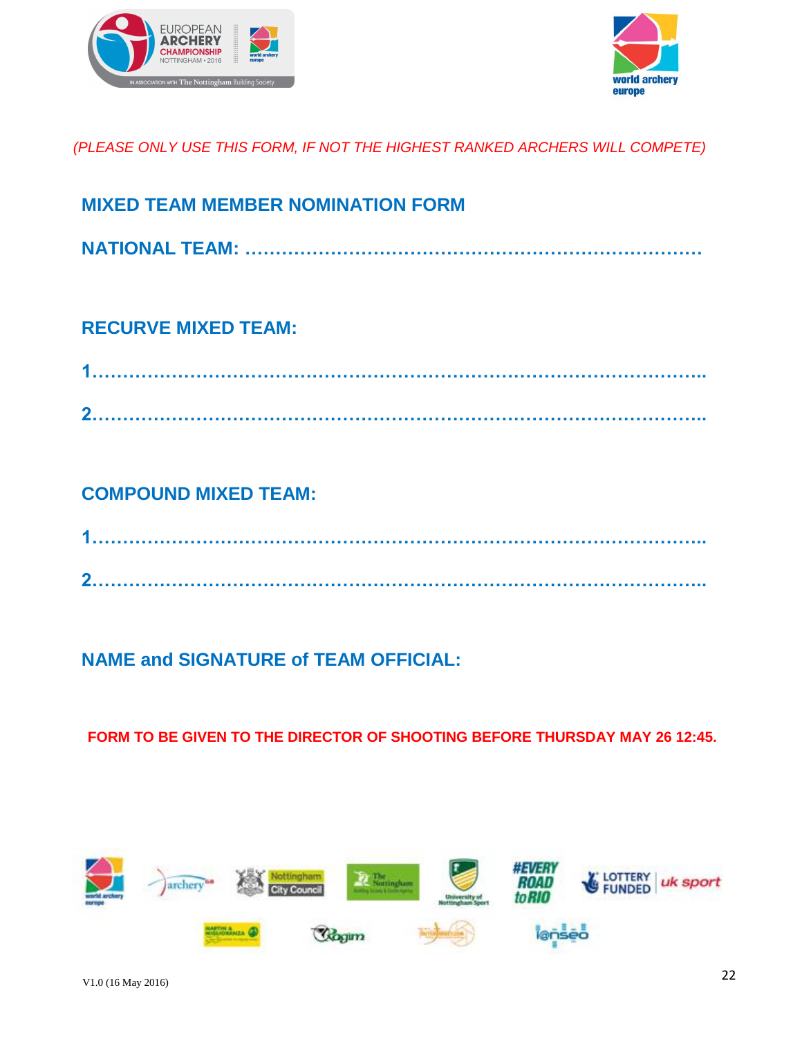*(PLEASE ONLY USE THIS FORM, IF NOT THE HIGHEST RANKED ARCHERS WILL COMPETE)*

## MIXED TEAM MEMBER NOMINATION FORM

**NATIONAL TEAM: ……………………………………………………………………**

**RECURVE MIXED TEAM:**

**1………………………………………………………………………………………..**

**2………………………………………………………………………………………..**

**COMPOUND MIXED TEAM:**

**1………………………………………………………………………………………..**

**2………………………………………………………………………………………..**

**NAME and SIGNATURE of TEAM OFFICIAL:**

**FORM TO BE GIVEN TO THE DIRECTOR OF SHOOTING BEFORE THURSDAY MAY 26 12:45.**

V1.0 (16 May 2016)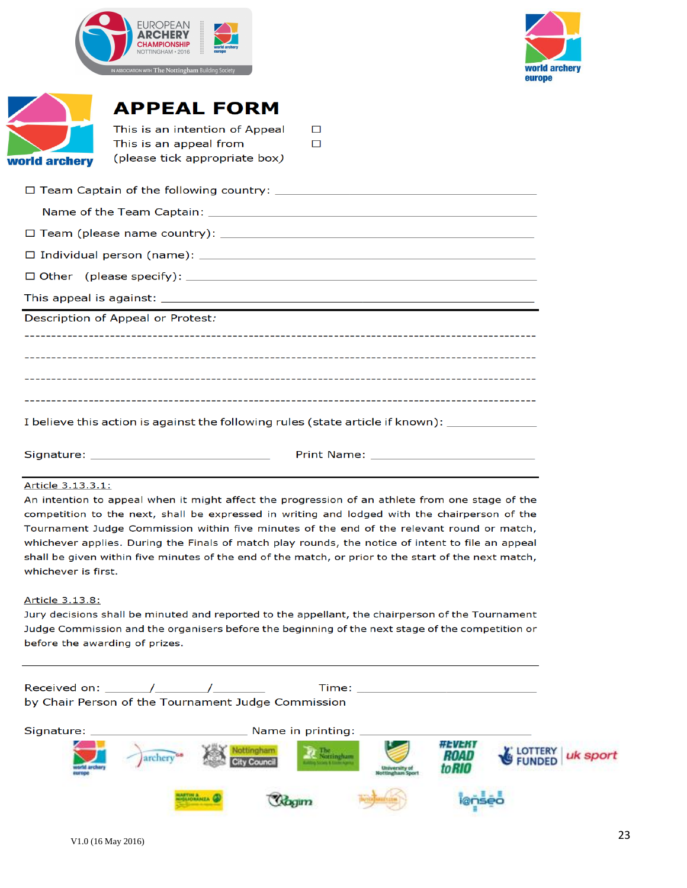# APPEAL FORM

This is an intention of Appeal ☐
This is an appeal from ☐
(please tick appropriate box)

☐ Team Captain of the following country: ____________________

Name of the Team Captain: ____________________

☐ Team (please name country): ____________________

☐ Individual person (name): ____________________

☐ Other (please specify): ____________________

This appeal is against: ____________________

---

Description of Appeal or Protest:

------------------------------------------------------------

------------------------------------------------------------

------------------------------------------------------------

------------------------------------------------------------

I believe this action is against the following rules (state article if known): ____________

Signature: ____________________ Print Name: ____________________

---

Article 3.13.3.1:

An intention to appeal when it might affect the progression of an athlete from one stage of the competition to the next, shall be expressed in writing and lodged with the chairperson of the Tournament Judge Commission within five minutes of the end of the relevant round or match, whichever applies. During the Finals of match play rounds, the notice of intent to file an appeal shall be given within five minutes of the end of the match, or prior to the start of the next match, whichever is first.

Article 3.13.8:

Jury decisions shall be minuted and reported to the appellant, the chairperson of the Tournament Judge Commission and the organisers before the beginning of the next stage of the competition or before the awarding of prizes.

---

Received on: ______/______/______ Time: ____________________
by Chair Person of the Tournament Judge Commission

Signature: ____________________ Name in printing: ____________________

V1.0 (16 May 2016)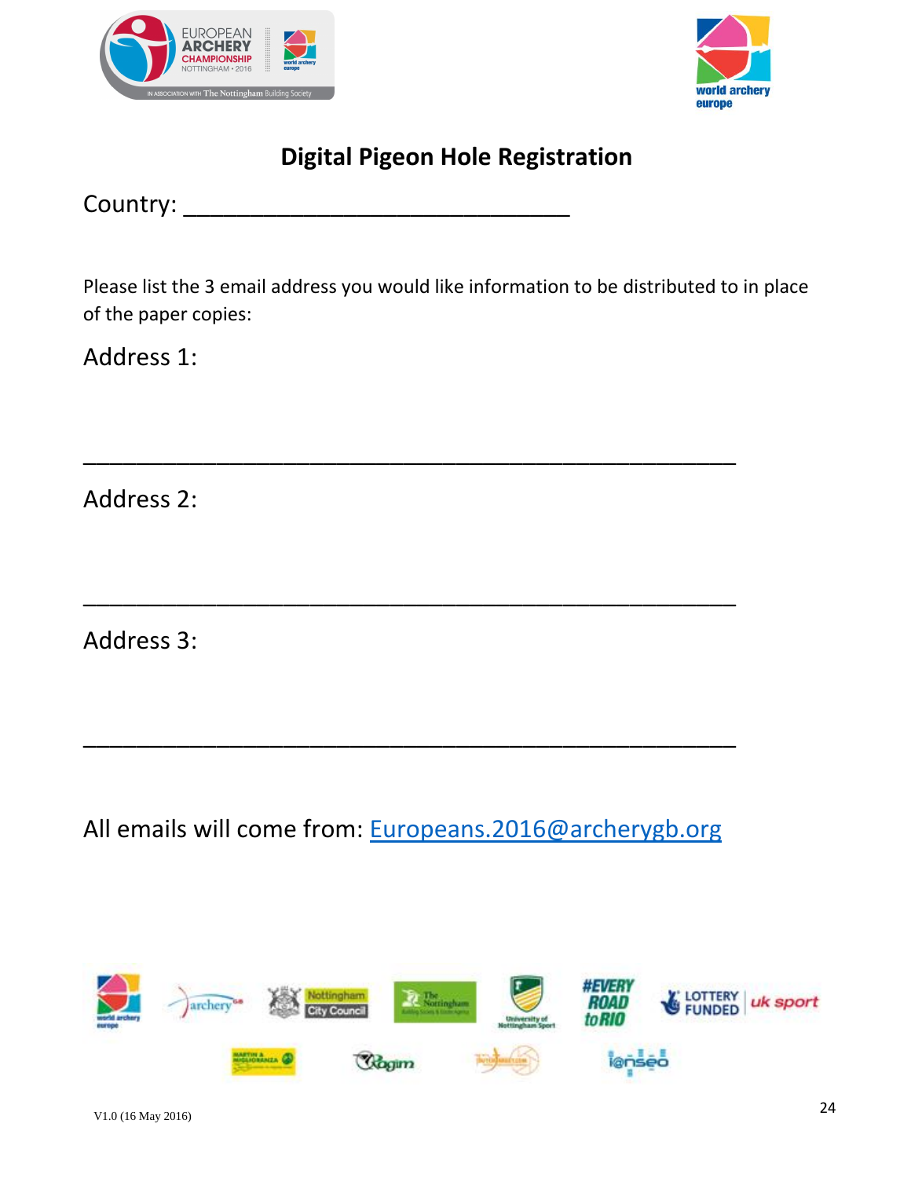# Digital Pigeon Hole Registration

Country: ______________________________

Please list the 3 email address you would like information to be distributed to in place of the paper copies:

Address 1:

___________________________________________________

Address 2:

___________________________________________________

Address 3:

___________________________________________________

All emails will come from: Europeans.2016@archerygb.org

V1.0 (16 May 2016)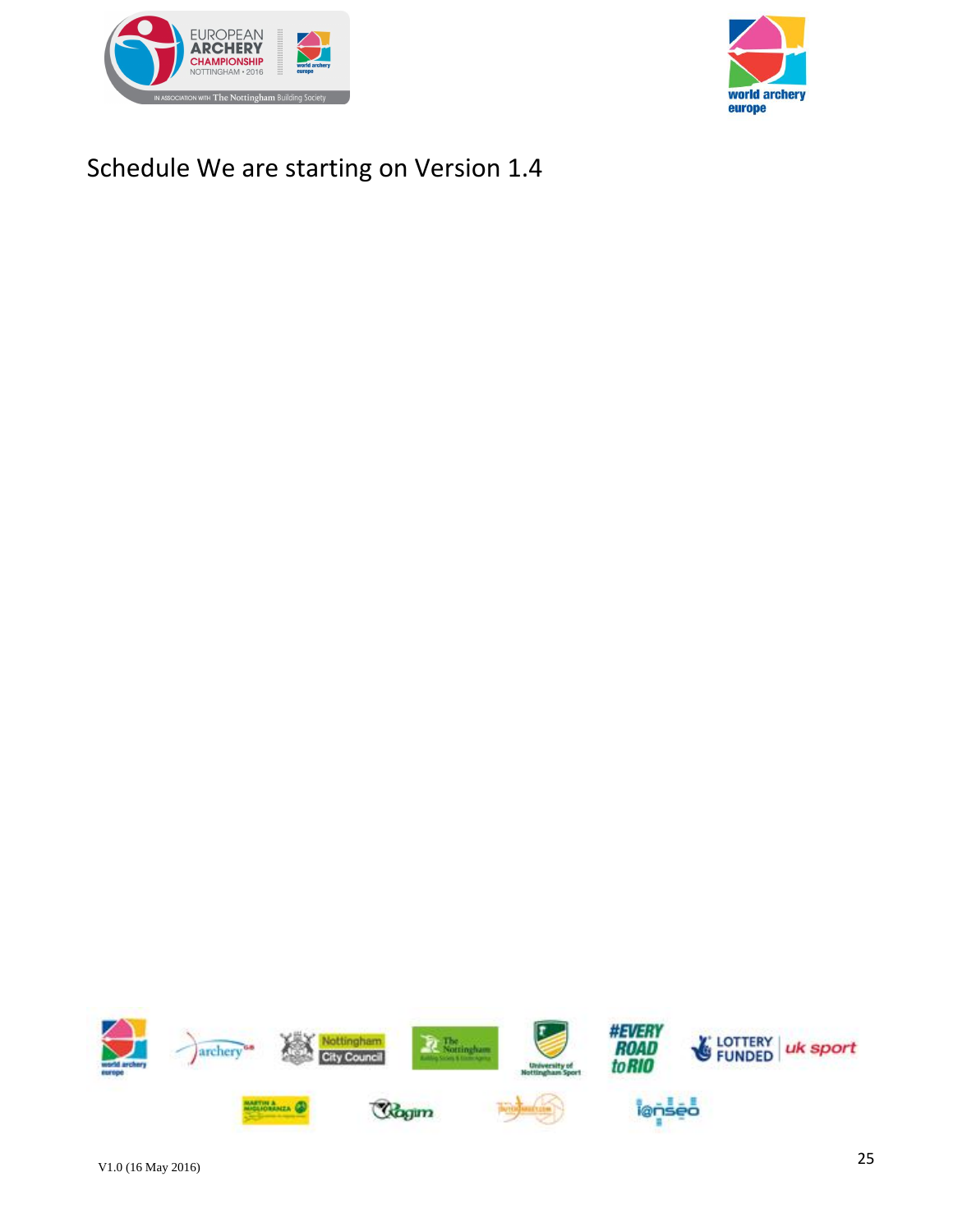Schedule We are starting on Version 1.4